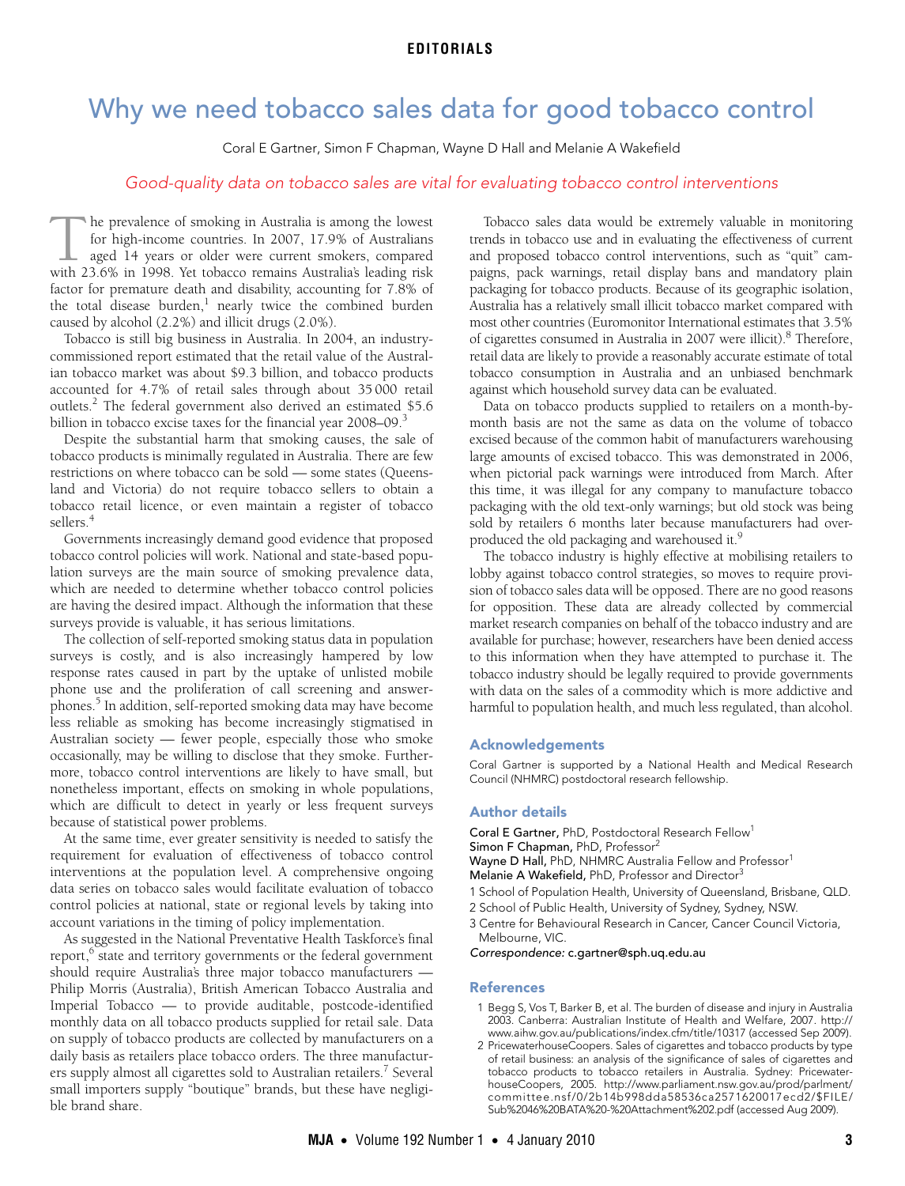EDITORIALS

# Why we need tobacco sales data for good tobacco control

Coral E Gartner, Simon F Chapman, Wayne D Hall and Melanie A Wakefield

*Good-quality data on tobacco sales are vital for evaluating tobacco control interventions*

The prevalence of smoking in Australia is among the lowest for high-income countries. In 2007, 17.9% of Australians aged 14 years or older were current smokers, compared with 23.6% in 1998. Yet tobacco remains Australia's leading risk factor for premature death and disability, accounting for 7.8% of the total disease burden,[1] nearly twice the combined burden caused by alcohol (2.2%) and illicit drugs (2.0%).

Tobacco is still big business in Australia. In 2004, an industry-commissioned report estimated that the retail value of the Australian tobacco market was about $9.3 billion, and tobacco products accounted for 4.7% of retail sales through about 35 000 retail outlets.[2] The federal government also derived an estimated $5.6 billion in tobacco excise taxes for the financial year 2008–09.[3]

Despite the substantial harm that smoking causes, the sale of tobacco products is minimally regulated in Australia. There are few restrictions on where tobacco can be sold — some states (Queensland and Victoria) do not require tobacco sellers to obtain a tobacco retail licence, or even maintain a register of tobacco sellers.[4]

Governments increasingly demand good evidence that proposed tobacco control policies will work. National and state-based population surveys are the main source of smoking prevalence data, which are needed to determine whether tobacco control policies are having the desired impact. Although the information that these surveys provide is valuable, it has serious limitations.

The collection of self-reported smoking status data in population surveys is costly, and is also increasingly hampered by low response rates caused in part by the uptake of unlisted mobile phone use and the proliferation of call screening and answerphones.[5] In addition, self-reported smoking data may have become less reliable as smoking has become increasingly stigmatised in Australian society — fewer people, especially those who smoke occasionally, may be willing to disclose that they smoke. Furthermore, tobacco control interventions are likely to have small, but nonetheless important, effects on smoking in whole populations, which are difficult to detect in yearly or less frequent surveys because of statistical power problems.

At the same time, ever greater sensitivity is needed to satisfy the requirement for evaluation of effectiveness of tobacco control interventions at the population level. A comprehensive ongoing data series on tobacco sales would facilitate evaluation of tobacco control policies at national, state or regional levels by taking into account variations in the timing of policy implementation.

As suggested in the National Preventative Health Taskforce's final report,[6] state and territory governments or the federal government should require Australia's three major tobacco manufacturers — Philip Morris (Australia), British American Tobacco Australia and Imperial Tobacco — to provide auditable, postcode-identified monthly data on all tobacco products supplied for retail sale. Data on supply of tobacco products are collected by manufacturers on a daily basis as retailers place tobacco orders. The three manufacturers supply almost all cigarettes sold to Australian retailers.[7] Several small importers supply "boutique" brands, but these have negligible brand share.

Tobacco sales data would be extremely valuable in monitoring trends in tobacco use and in evaluating the effectiveness of current and proposed tobacco control interventions, such as "quit" campaigns, pack warnings, retail display bans and mandatory plain packaging for tobacco products. Because of its geographic isolation, Australia has a relatively small illicit tobacco market compared with most other countries (Euromonitor International estimates that 3.5% of cigarettes consumed in Australia in 2007 were illicit).[8] Therefore, retail data are likely to provide a reasonably accurate estimate of total tobacco consumption in Australia and an unbiased benchmark against which household survey data can be evaluated.

Data on tobacco products supplied to retailers on a month-by-month basis are not the same as data on the volume of tobacco excised because of the common habit of manufacturers warehousing large amounts of excised tobacco. This was demonstrated in 2006, when pictorial pack warnings were introduced from March. After this time, it was illegal for any company to manufacture tobacco packaging with the old text-only warnings; but old stock was being sold by retailers 6 months later because manufacturers had overproduced the old packaging and warehoused it.[9]

The tobacco industry is highly effective at mobilising retailers to lobby against tobacco control strategies, so moves to require provision of tobacco sales data will be opposed. There are no good reasons for opposition. These data are already collected by commercial market research companies on behalf of the tobacco industry and are available for purchase; however, researchers have been denied access to this information when they have attempted to purchase it. The tobacco industry should be legally required to provide governments with data on the sales of a commodity which is more addictive and harmful to population health, and much less regulated, than alcohol.

## Acknowledgements

Coral Gartner is supported by a National Health and Medical Research Council (NHMRC) postdoctoral research fellowship.

## Author details

**Coral E Gartner,** PhD, Postdoctoral Research Fellow[1]
**Simon F Chapman,** PhD, Professor[2]
**Wayne D Hall,** PhD, NHMRC Australia Fellow and Professor[1]
**Melanie A Wakefield,** PhD, Professor and Director[3]

1 School of Population Health, University of Queensland, Brisbane, QLD.
2 School of Public Health, University of Sydney, Sydney, NSW.
3 Centre for Behavioural Research in Cancer, Cancer Council Victoria, Melbourne, VIC.

*Correspondence:* c.gartner@sph.uq.edu.au

## References

1 Begg S, Vos T, Barker B, et al. The burden of disease and injury in Australia 2003. Canberra: Australian Institute of Health and Welfare, 2007. http://www.aihw.gov.au/publications/index.cfm/title/10317 (accessed Sep 2009).

2 PricewaterhouseCoopers. Sales of cigarettes and tobacco products by type of retail business: an analysis of the significance of sales of cigarettes and tobacco products to tobacco retailers in Australia. Sydney: PricewaterhouseCoopers, 2005. http://www.parliament.nsw.gov.au/prod/parlment/committee.nsf/0/2b14b998dda58536ca2571620017ecd2/$FILE/Sub%2046%20BATA%20-%20Attachment%202.pdf (accessed Aug 2009).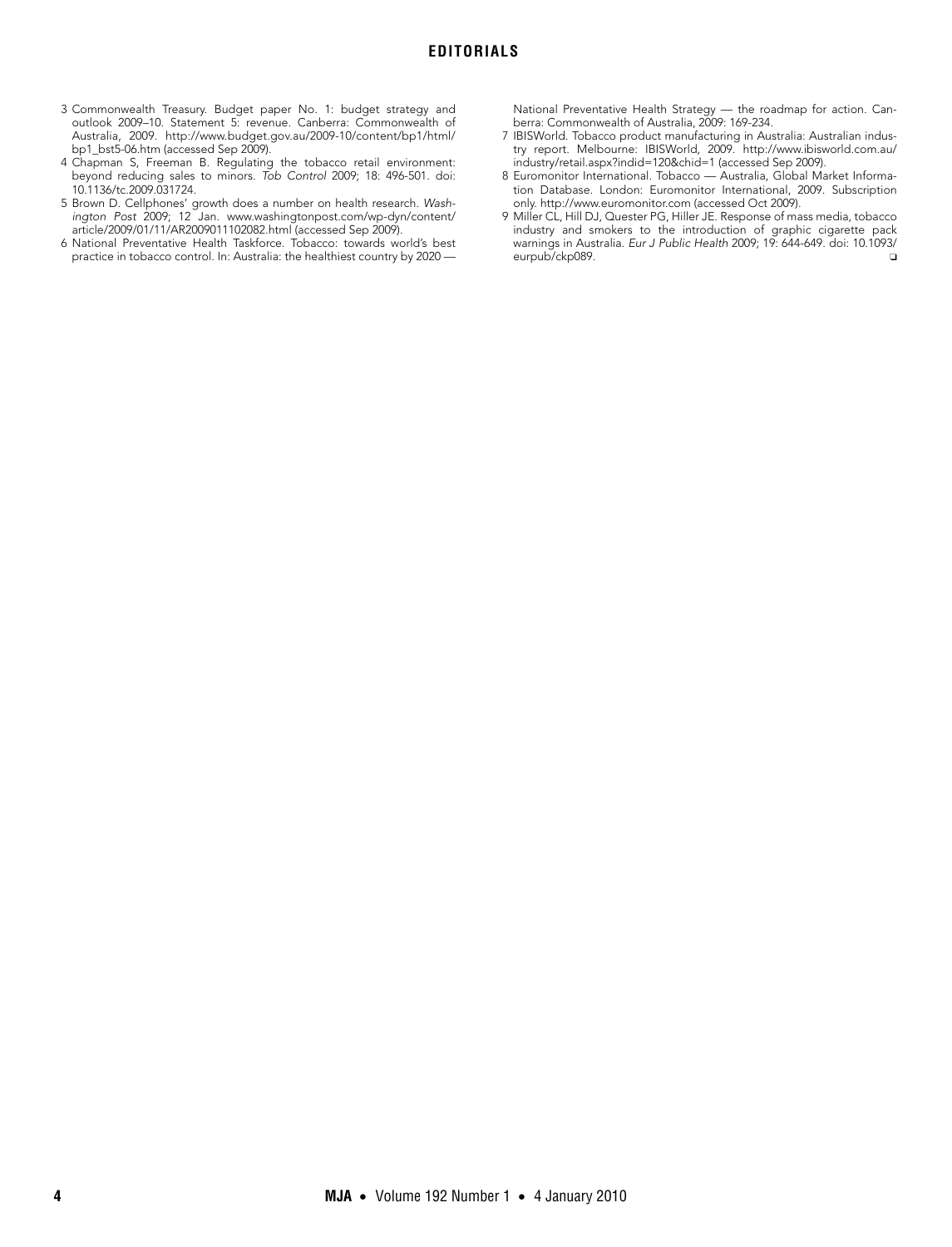3 Commonwealth Treasury. Budget paper No. 1: budget strategy and outlook 2009–10. Statement 5: revenue. Canberra: Commonwealth of Australia, 2009. http://www.budget.gov.au/2009-10/content/bp1/html/bp1_bst5-06.htm (accessed Sep 2009).

4 Chapman S, Freeman B. Regulating the tobacco retail environment: beyond reducing sales to minors. *Tob Control* 2009; 18: 496-501. doi: 10.1136/tc.2009.031724.

5 Brown D. Cellphones' growth does a number on health research. *Washington Post* 2009; 12 Jan. www.washingtonpost.com/wp-dyn/content/article/2009/01/11/AR2009011102082.html (accessed Sep 2009).

6 National Preventative Health Taskforce. Tobacco: towards world's best practice in tobacco control. In: Australia: the healthiest country by 2020 — National Preventative Health Strategy — the roadmap for action. Canberra: Commonwealth of Australia, 2009: 169-234.

7 IBISWorld. Tobacco product manufacturing in Australia: Australian industry report. Melbourne: IBISWorld, 2009. http://www.ibisworld.com.au/industry/retail.aspx?indid=120&chid=1 (accessed Sep 2009).

8 Euromonitor International. Tobacco — Australia, Global Market Information Database. London: Euromonitor International, 2009. Subscription only. http://www.euromonitor.com (accessed Oct 2009).

9 Miller CL, Hill DJ, Quester PG, Hiller JE. Response of mass media, tobacco industry and smokers to the introduction of graphic cigarette pack warnings in Australia. *Eur J Public Health* 2009; 19: 644-649. doi: 10.1093/eurpub/ckp089.